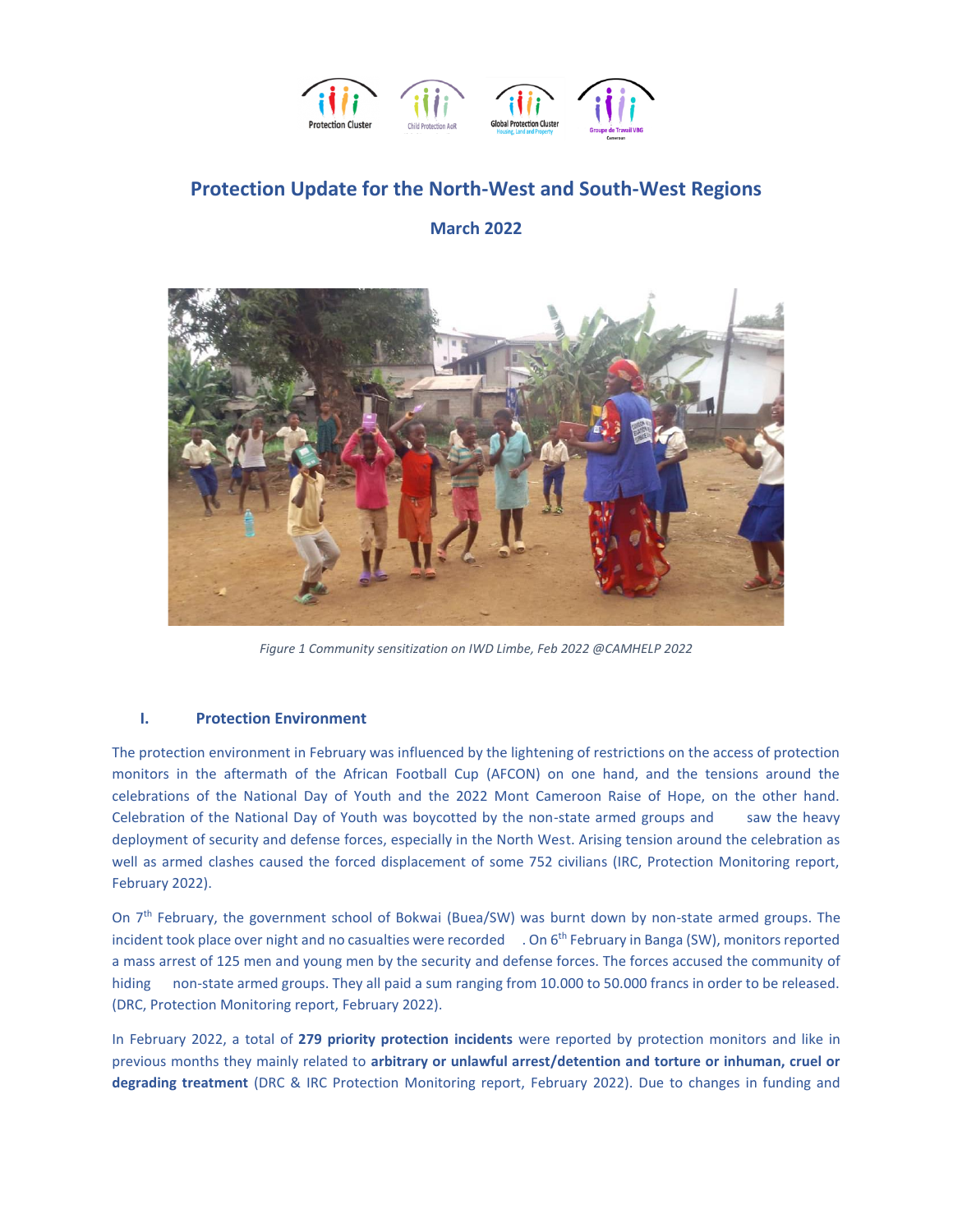# Protection Update for the North-West and South-West Regions

## March 2022

*Figure 1 Community sensitization on IWD Limbe, Feb 2022 @CAMHELP 2022*

## I. Protection Environment

The protection environment in February was influenced by the lightening of restrictions on the access of protection monitors in the aftermath of the African Football Cup (AFCON) on one hand, and the tensions around the celebrations of the National Day of Youth and the 2022 Mont Cameroon Raise of Hope, on the other hand. Celebration of the National Day of Youth was boycotted by the non-state armed groups and saw the heavy deployment of security and defense forces, especially in the North West. Arising tension around the celebration as well as armed clashes caused the forced displacement of some 752 civilians (IRC, Protection Monitoring report, February 2022).

On 7th February, the government school of Bokwai (Buea/SW) was burnt down by non-state armed groups. The incident took place over night and no casualties were recorded. On 6th February in Banga (SW), monitors reported a mass arrest of 125 men and young men by the security and defense forces. The forces accused the community of hiding non-state armed groups. They all paid a sum ranging from 10.000 to 50.000 francs in order to be released. (DRC, Protection Monitoring report, February 2022).

In February 2022, a total of **279 priority protection incidents** were reported by protection monitors and like in previous months they mainly related to **arbitrary or unlawful arrest/detention and torture or inhuman, cruel or degrading treatment** (DRC & IRC Protection Monitoring report, February 2022). Due to changes in funding and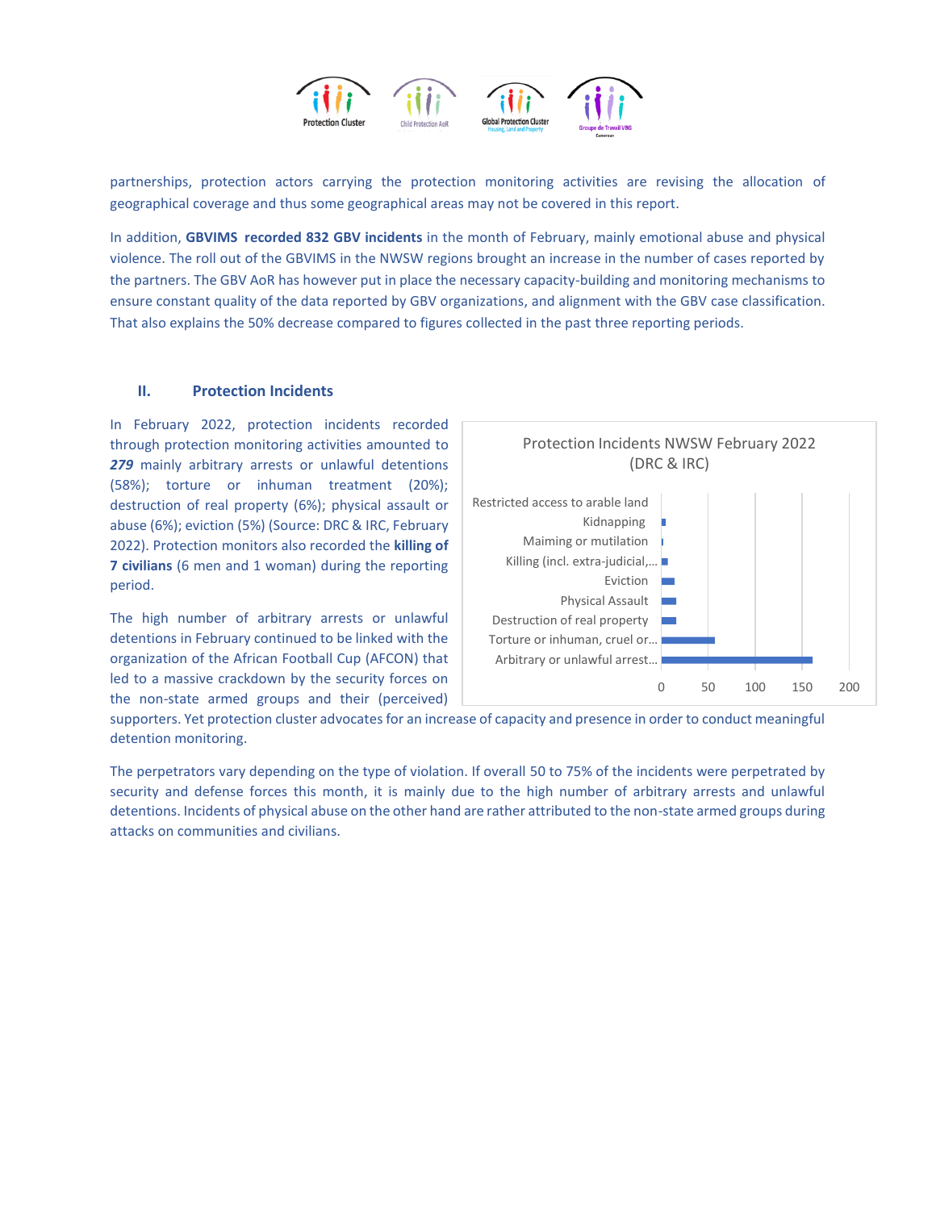partnerships, protection actors carrying the protection monitoring activities are revising the allocation of geographical coverage and thus some geographical areas may not be covered in this report.

In addition, **GBVIMS recorded 832 GBV incidents** in the month of February, mainly emotional abuse and physical violence. The roll out of the GBVIMS in the NWSW regions brought an increase in the number of cases reported by the partners. The GBV AoR has however put in place the necessary capacity-building and monitoring mechanisms to ensure constant quality of the data reported by GBV organizations, and alignment with the GBV case classification. That also explains the 50% decrease compared to figures collected in the past three reporting periods.

## II. Protection Incidents

In February 2022, protection incidents recorded through protection monitoring activities amounted to ***279*** mainly arbitrary arrests or unlawful detentions (58%); torture or inhuman treatment (20%); destruction of real property (6%); physical assault or abuse (6%); eviction (5%) (Source: DRC & IRC, February 2022). Protection monitors also recorded the **killing of 7 civilians** (6 men and 1 woman) during the reporting period.

Protection Incidents NWSW February 2022 (DRC & IRC)

| Incident type | |
|---|---|
| Restricted access to arable land | |
| Kidnapping | |
| Maiming or mutilation | |
| Killing (incl. extra-judicial,... | |
| Eviction | |
| Physical Assault | |
| Destruction of real property | |
| Torture or inhuman, cruel or... | |
| Arbitrary or unlawful arrest... | |

The high number of arbitrary arrests or unlawful detentions in February continued to be linked with the organization of the African Football Cup (AFCON) that led to a massive crackdown by the security forces on the non-state armed groups and their (perceived) supporters. Yet protection cluster advocates for an increase of capacity and presence in order to conduct meaningful detention monitoring.

The perpetrators vary depending on the type of violation. If overall 50 to 75% of the incidents were perpetrated by security and defense forces this month, it is mainly due to the high number of arbitrary arrests and unlawful detentions. Incidents of physical abuse on the other hand are rather attributed to the non-state armed groups during attacks on communities and civilians.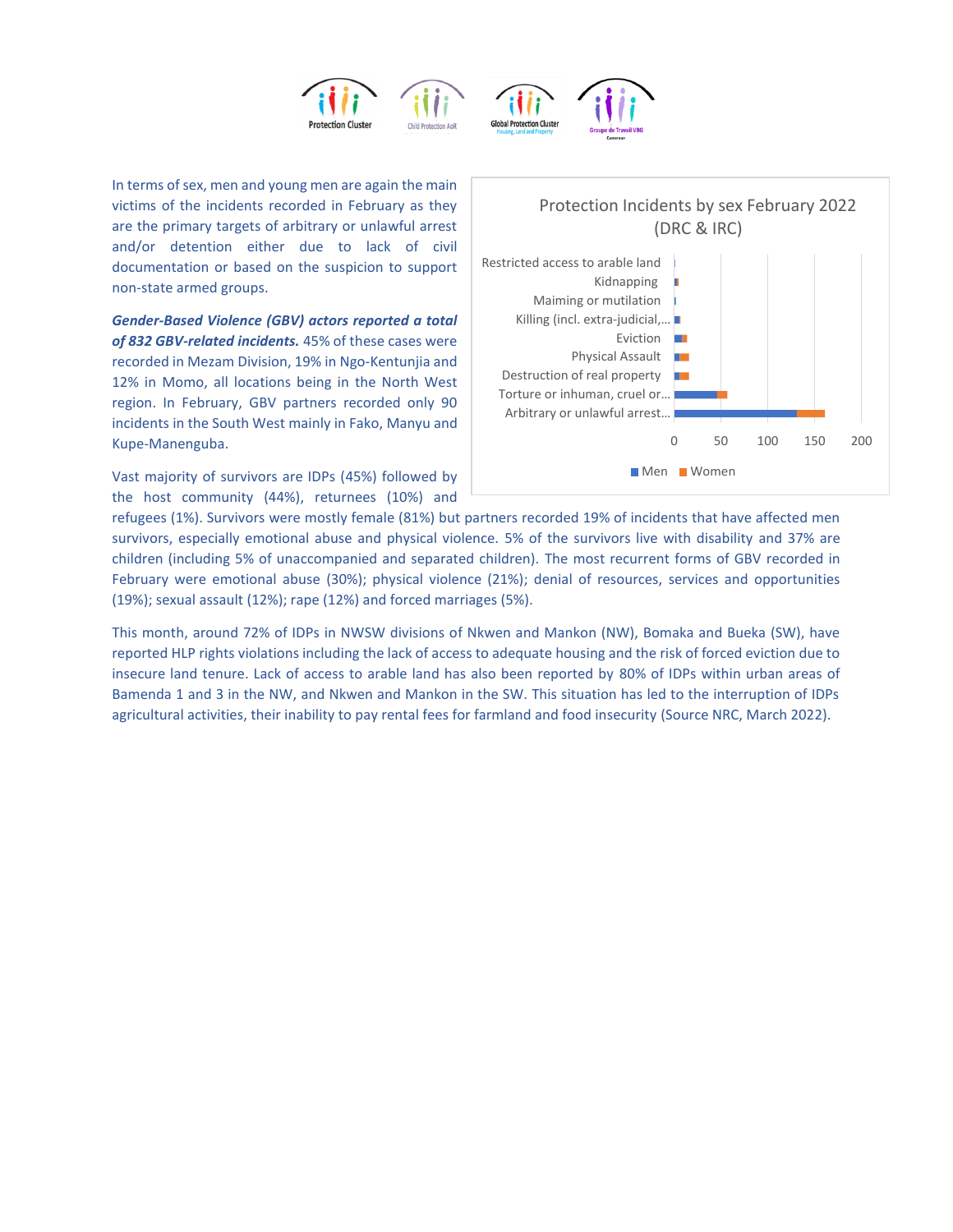In terms of sex, men and young men are again the main victims of the incidents recorded in February as they are the primary targets of arbitrary or unlawful arrest and/or detention either due to lack of civil documentation or based on the suspicion to support non-state armed groups.

Protection Incidents by sex February 2022 (DRC & IRC)

Restricted access to arable land
Kidnapping
Maiming or mutilation
Killing (incl. extra-judicial,...
Eviction
Physical Assault
Destruction of real property
Torture or inhuman, cruel or...
Arbitrary or unlawful arrest...

0 50 100 150 200

Men Women

***Gender-Based Violence (GBV) actors reported a total of 832 GBV-related incidents.*** 45% of these cases were recorded in Mezam Division, 19% in Ngo-Kentunjia and 12% in Momo, all locations being in the North West region. In February, GBV partners recorded only 90 incidents in the South West mainly in Fako, Manyu and Kupe-Manenguba.

Vast majority of survivors are IDPs (45%) followed by the host community (44%), returnees (10%) and refugees (1%). Survivors were mostly female (81%) but partners recorded 19% of incidents that have affected men survivors, especially emotional abuse and physical violence. 5% of the survivors live with disability and 37% are children (including 5% of unaccompanied and separated children). The most recurrent forms of GBV recorded in February were emotional abuse (30%); physical violence (21%); denial of resources, services and opportunities (19%); sexual assault (12%); rape (12%) and forced marriages (5%).

This month, around 72% of IDPs in NWSW divisions of Nkwen and Mankon (NW), Bomaka and Bueka (SW), have reported HLP rights violations including the lack of access to adequate housing and the risk of forced eviction due to insecure land tenure. Lack of access to arable land has also been reported by 80% of IDPs within urban areas of Bamenda 1 and 3 in the NW, and Nkwen and Mankon in the SW. This situation has led to the interruption of IDPs agricultural activities, their inability to pay rental fees for farmland and food insecurity (Source NRC, March 2022).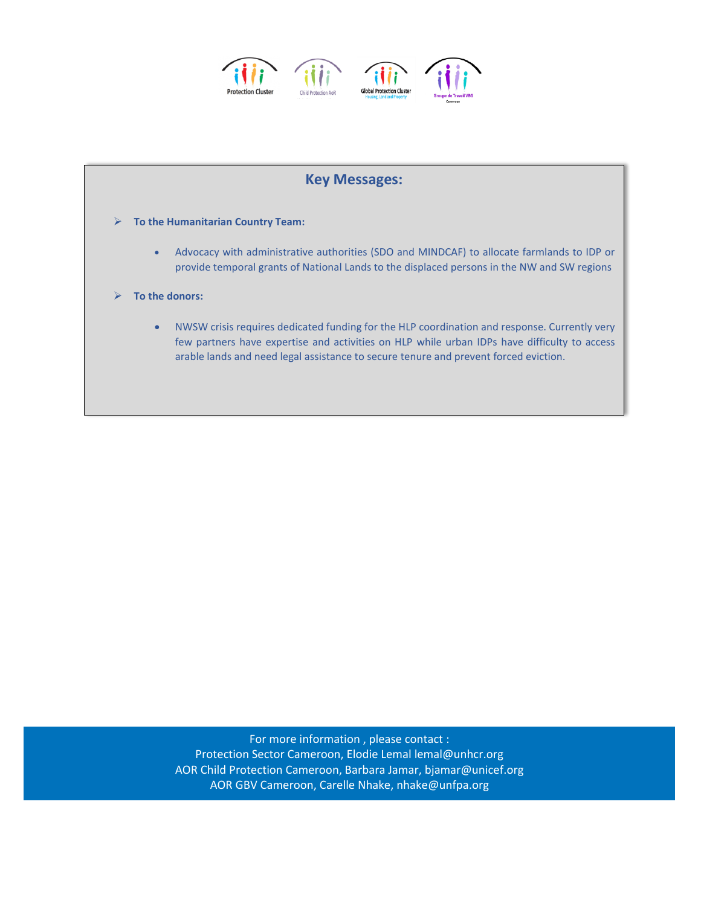Protection Cluster | Child Protection AoR | Global Protection Cluster Housing, Land and Property | Groupe de Travail VBG Cameroun

## Key Messages:

- **To the Humanitarian Country Team:**
  - Advocacy with administrative authorities (SDO and MINDCAF) to allocate farmlands to IDP or provide temporal grants of National Lands to the displaced persons in the NW and SW regions

- **To the donors:**
  - NWSW crisis requires dedicated funding for the HLP coordination and response. Currently very few partners have expertise and activities on HLP while urban IDPs have difficulty to access arable lands and need legal assistance to secure tenure and prevent forced eviction.

For more information , please contact :
Protection Sector Cameroon, Elodie Lemal lemal@unhcr.org
AOR Child Protection Cameroon, Barbara Jamar, bjamar@unicef.org
AOR GBV Cameroon, Carelle Nhake, nhake@unfpa.org